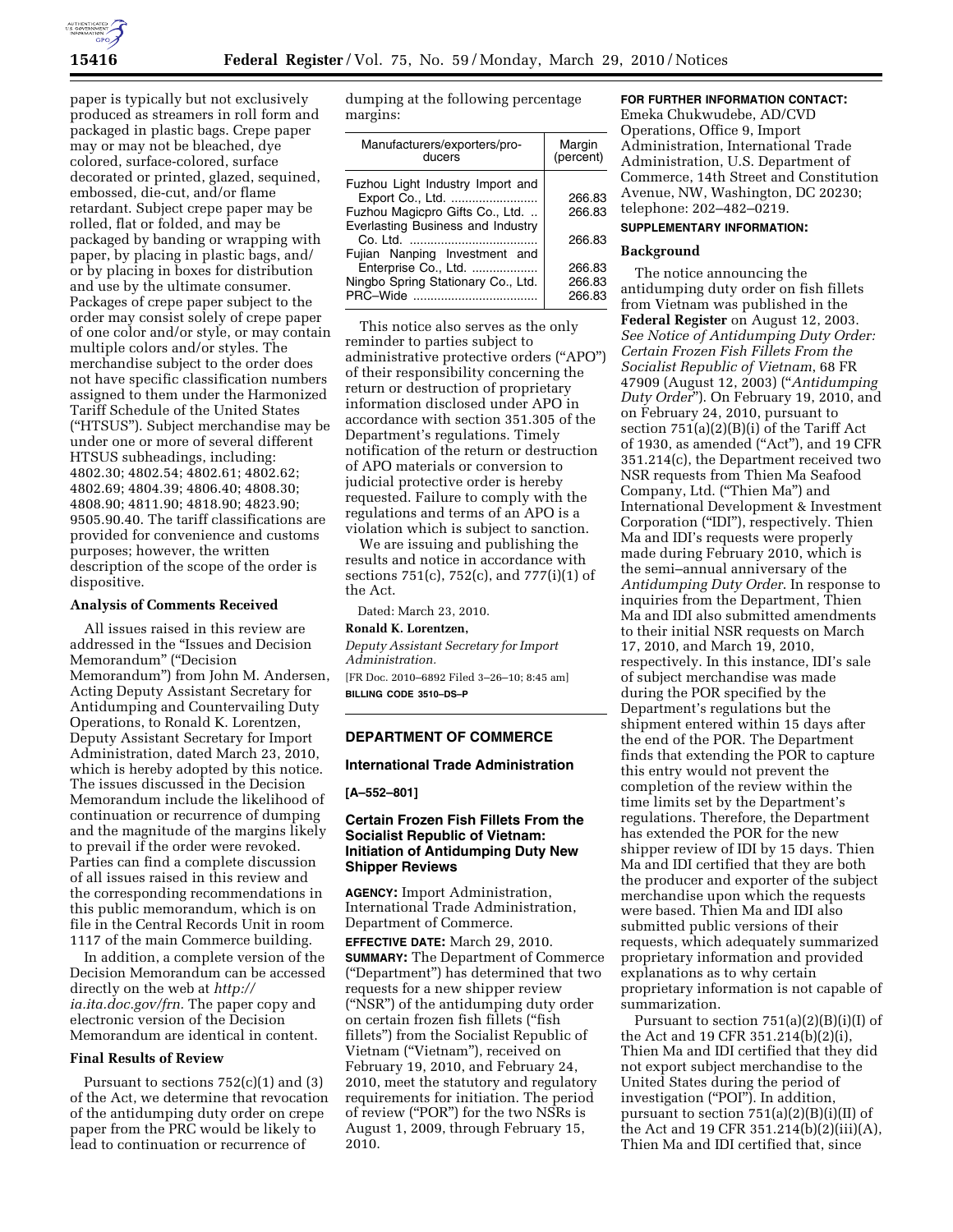paper is typically but not exclusively produced as streamers in roll form and packaged in plastic bags. Crepe paper may or may not be bleached, dye colored, surface-colored, surface decorated or printed, glazed, sequined, embossed, die-cut, and/or flame retardant. Subject crepe paper may be rolled, flat or folded, and may be packaged by banding or wrapping with paper, by placing in plastic bags, and/or by placing in boxes for distribution and use by the ultimate consumer. Packages of crepe paper subject to the order may consist solely of crepe paper of one color and/or style, or may contain multiple colors and/or styles. The merchandise subject to the order does not have specific classification numbers assigned to them under the Harmonized Tariff Schedule of the United States ("HTSUS"). Subject merchandise may be under one or more of several different HTSUS subheadings, including: 4802.30; 4802.54; 4802.61; 4802.62; 4802.69; 4804.39; 4806.40; 4808.30; 4808.90; 4811.90; 4818.90; 4823.90; 9505.90.40. The tariff classifications are provided for convenience and customs purposes; however, the written description of the scope of the order is dispositive.

## Analysis of Comments Received

All issues raised in this review are addressed in the "Issues and Decision Memorandum" ("Decision Memorandum") from John M. Andersen, Acting Deputy Assistant Secretary for Antidumping and Countervailing Duty Operations, to Ronald K. Lorentzen, Deputy Assistant Secretary for Import Administration, dated March 23, 2010, which is hereby adopted by this notice. The issues discussed in the Decision Memorandum include the likelihood of continuation or recurrence of dumping and the magnitude of the margins likely to prevail if the order were revoked. Parties can find a complete discussion of all issues raised in this review and the corresponding recommendations in this public memorandum, which is on file in the Central Records Unit in room 1117 of the main Commerce building.

In addition, a complete version of the Decision Memorandum can be accessed directly on the web at *http://ia.ita.doc.gov/frn.* The paper copy and electronic version of the Decision Memorandum are identical in content.

## Final Results of Review

Pursuant to sections 752(c)(1) and (3) of the Act, we determine that revocation of the antidumping duty order on crepe paper from the PRC would be likely to lead to continuation or recurrence of dumping at the following percentage margins:

| Manufacturers/exporters/producers | Margin (percent) |
|---|---|
| Fuzhou Light Industry Import and Export Co., Ltd. | 266.83 |
| Fuzhou Magicpro Gifts Co., Ltd. | 266.83 |
| Everlasting Business and Industry Co. Ltd. | 266.83 |
| Fujian Nanping Investment and Enterprise Co., Ltd. | 266.83 |
| Ningbo Spring Stationary Co., Ltd. | 266.83 |
| PRC–Wide | 266.83 |

This notice also serves as the only reminder to parties subject to administrative protective orders ("APO") of their responsibility concerning the return or destruction of proprietary information disclosed under APO in accordance with section 351.305 of the Department's regulations. Timely notification of the return or destruction of APO materials or conversion to judicial protective order is hereby requested. Failure to comply with the regulations and terms of an APO is a violation which is subject to sanction.

We are issuing and publishing the results and notice in accordance with sections 751(c), 752(c), and 777(i)(1) of the Act.

Dated: March 23, 2010.

**Ronald K. Lorentzen,**

*Deputy Assistant Secretary for Import Administration.*

[FR Doc. 2010–6892 Filed 3–26–10; 8:45 am]

**BILLING CODE 3510–DS–P**

# DEPARTMENT OF COMMERCE

## International Trade Administration

**[A–552–801]**

## Certain Frozen Fish Fillets From the Socialist Republic of Vietnam: Initiation of Antidumping Duty New Shipper Reviews

**AGENCY:** Import Administration, International Trade Administration, Department of Commerce.

**EFFECTIVE DATE:** March 29, 2010.

**SUMMARY:** The Department of Commerce ("Department") has determined that two requests for a new shipper review ("NSR") of the antidumping duty order on certain frozen fish fillets ("fish fillets") from the Socialist Republic of Vietnam ("Vietnam"), received on February 19, 2010, and February 24, 2010, meet the statutory and regulatory requirements for initiation. The period of review ("POR") for the two NSRs is August 1, 2009, through February 15, 2010.

**FOR FURTHER INFORMATION CONTACT:** Emeka Chukwudebe, AD/CVD Operations, Office 9, Import Administration, International Trade Administration, U.S. Department of Commerce, 14th Street and Constitution Avenue, NW, Washington, DC 20230; telephone: 202–482–0219.

**SUPPLEMENTARY INFORMATION:**

## Background

The notice announcing the antidumping duty order on fish fillets from Vietnam was published in the **Federal Register** on August 12, 2003. *See Notice of Antidumping Duty Order: Certain Frozen Fish Fillets From the Socialist Republic of Vietnam*, 68 FR 47909 (August 12, 2003) ("*Antidumping Duty Order*"). On February 19, 2010, and on February 24, 2010, pursuant to section 751(a)(2)(B)(i) of the Tariff Act of 1930, as amended ("Act"), and 19 CFR 351.214(c), the Department received two NSR requests from Thien Ma Seafood Company, Ltd. ("Thien Ma") and International Development & Investment Corporation ("IDI"), respectively. Thien Ma and IDI's requests were properly made during February 2010, which is the semi–annual anniversary of the *Antidumping Duty Order*. In response to inquiries from the Department, Thien Ma and IDI also submitted amendments to their initial NSR requests on March 17, 2010, and March 19, 2010, respectively. In this instance, IDI's sale of subject merchandise was made during the POR specified by the Department's regulations but the shipment entered within 15 days after the end of the POR. The Department finds that extending the POR to capture this entry would not prevent the completion of the review within the time limits set by the Department's regulations. Therefore, the Department has extended the POR for the new shipper review of IDI by 15 days. Thien Ma and IDI certified that they are both the producer and exporter of the subject merchandise upon which the requests were based. Thien Ma and IDI also submitted public versions of their requests, which adequately summarized proprietary information and provided explanations as to why certain proprietary information is not capable of summarization.

Pursuant to section 751(a)(2)(B)(i)(I) of the Act and 19 CFR 351.214(b)(2)(i), Thien Ma and IDI certified that they did not export subject merchandise to the United States during the period of investigation ("POI"). In addition, pursuant to section 751(a)(2)(B)(i)(II) of the Act and 19 CFR 351.214(b)(2)(iii)(A), Thien Ma and IDI certified that, since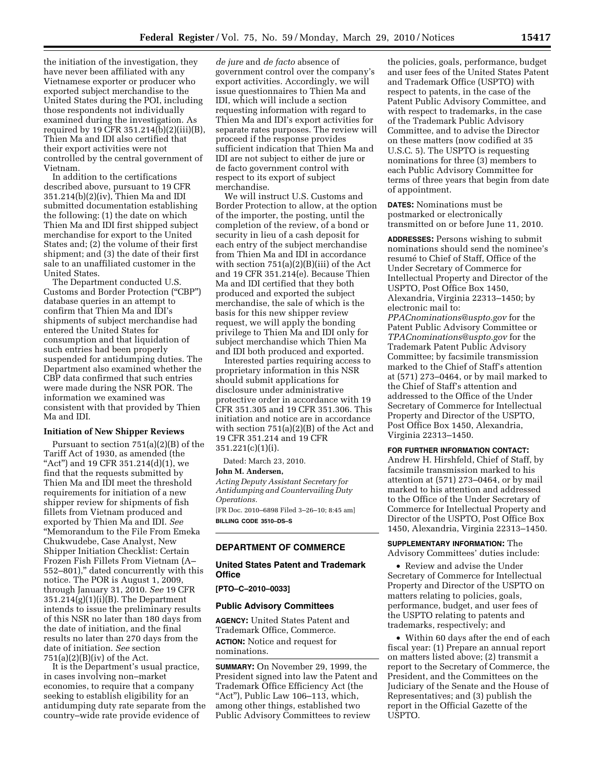the initiation of the investigation, they have never been affiliated with any Vietnamese exporter or producer who exported subject merchandise to the United States during the POI, including those respondents not individually examined during the investigation. As required by 19 CFR 351.214(b)(2)(iii)(B), Thien Ma and IDI also certified that their export activities were not controlled by the central government of Vietnam.

In addition to the certifications described above, pursuant to 19 CFR 351.214(b)(2)(iv), Thien Ma and IDI submitted documentation establishing the following: (1) the date on which Thien Ma and IDI first shipped subject merchandise for export to the United States and; (2) the volume of their first shipment; and (3) the date of their first sale to an unaffiliated customer in the United States.

The Department conducted U.S. Customs and Border Protection ("CBP") database queries in an attempt to confirm that Thien Ma and IDI's shipments of subject merchandise had entered the United States for consumption and that liquidation of such entries had been properly suspended for antidumping duties. The Department also examined whether the CBP data confirmed that such entries were made during the NSR POR. The information we examined was consistent with that provided by Thien Ma and IDI.

**Initiation of New Shipper Reviews**

Pursuant to section 751(a)(2)(B) of the Tariff Act of 1930, as amended (the "Act") and 19 CFR 351.214(d)(1), we find that the requests submitted by Thien Ma and IDI meet the threshold requirements for initiation of a new shipper review for shipments of fish fillets from Vietnam produced and exported by Thien Ma and IDI. *See* "Memorandum to the File From Emeka Chukwudebe, Case Analyst, New Shipper Initiation Checklist: Certain Frozen Fish Fillets From Vietnam (A–552–801)," dated concurrently with this notice. The POR is August 1, 2009, through January 31, 2010. *See* 19 CFR 351.214(g)(1)(i)(B). The Department intends to issue the preliminary results of this NSR no later than 180 days from the date of initiation, and the final results no later than 270 days from the date of initiation. *See* section 751(a)(2)(B)(iv) of the Act.

It is the Department's usual practice, in cases involving non–market economies, to require that a company seeking to establish eligibility for an antidumping duty rate separate from the country–wide rate provide evidence of *de jure* and *de facto* absence of government control over the company's export activities. Accordingly, we will issue questionnaires to Thien Ma and IDI, which will include a section requesting information with regard to Thien Ma and IDI's export activities for separate rates purposes. The review will proceed if the response provides sufficient indication that Thien Ma and IDI are not subject to either de jure or de facto government control with respect to its export of subject merchandise.

We will instruct U.S. Customs and Border Protection to allow, at the option of the importer, the posting, until the completion of the review, of a bond or security in lieu of a cash deposit for each entry of the subject merchandise from Thien Ma and IDI in accordance with section 751(a)(2)(B)(iii) of the Act and 19 CFR 351.214(e). Because Thien Ma and IDI certified that they both produced and exported the subject merchandise, the sale of which is the basis for this new shipper review request, we will apply the bonding privilege to Thien Ma and IDI only for subject merchandise which Thien Ma and IDI both produced and exported.

Interested parties requiring access to proprietary information in this NSR should submit applications for disclosure under administrative protective order in accordance with 19 CFR 351.305 and 19 CFR 351.306. This initiation and notice are in accordance with section 751(a)(2)(B) of the Act and 19 CFR 351.214 and 19 CFR 351.221(c)(1)(i).

Dated: March 23, 2010.

**John M. Andersen,**

*Acting Deputy Assistant Secretary for Antidumping and Countervailing Duty Operations.*

[FR Doc. 2010–6898 Filed 3–26–10; 8:45 am]

**BILLING CODE 3510–DS–S**

## DEPARTMENT OF COMMERCE

### United States Patent and Trademark Office

**[PTO–C–2010–0033]**

### Public Advisory Committees

**AGENCY:** United States Patent and Trademark Office, Commerce.

**ACTION:** Notice and request for nominations.

**SUMMARY:** On November 29, 1999, the President signed into law the Patent and Trademark Office Efficiency Act (the "Act"), Public Law 106–113, which, among other things, established two Public Advisory Committees to review the policies, goals, performance, budget and user fees of the United States Patent and Trademark Office (USPTO) with respect to patents, in the case of the Patent Public Advisory Committee, and with respect to trademarks, in the case of the Trademark Public Advisory Committee, and to advise the Director on these matters (now codified at 35 U.S.C. 5). The USPTO is requesting nominations for three (3) members to each Public Advisory Committee for terms of three years that begin from date of appointment.

**DATES:** Nominations must be postmarked or electronically transmitted on or before June 11, 2010.

**ADDRESSES:** Persons wishing to submit nominations should send the nominee's resumé to Chief of Staff, Office of the Under Secretary of Commerce for Intellectual Property and Director of the USPTO, Post Office Box 1450, Alexandria, Virginia 22313–1450; by electronic mail to: *PPACnominations@uspto.gov* for the Patent Public Advisory Committee or *TPACnominations@uspto.gov* for the Trademark Patent Public Advisory Committee; by facsimile transmission marked to the Chief of Staff's attention at (571) 273–0464, or by mail marked to the Chief of Staff's attention and addressed to the Office of the Under Secretary of Commerce for Intellectual Property and Director of the USPTO, Post Office Box 1450, Alexandria, Virginia 22313–1450.

**FOR FURTHER INFORMATION CONTACT:** Andrew H. Hirshfeld, Chief of Staff, by facsimile transmission marked to his attention at (571) 273–0464, or by mail marked to his attention and addressed to the Office of the Under Secretary of Commerce for Intellectual Property and Director of the USPTO, Post Office Box 1450, Alexandria, Virginia 22313–1450.

**SUPPLEMENTARY INFORMATION:** The Advisory Committees' duties include:

- Review and advise the Under Secretary of Commerce for Intellectual Property and Director of the USPTO on matters relating to policies, goals, performance, budget, and user fees of the USPTO relating to patents and trademarks, respectively; and
- Within 60 days after the end of each fiscal year: (1) Prepare an annual report on matters listed above; (2) transmit a report to the Secretary of Commerce, the President, and the Committees on the Judiciary of the Senate and the House of Representatives; and (3) publish the report in the Official Gazette of the USPTO.